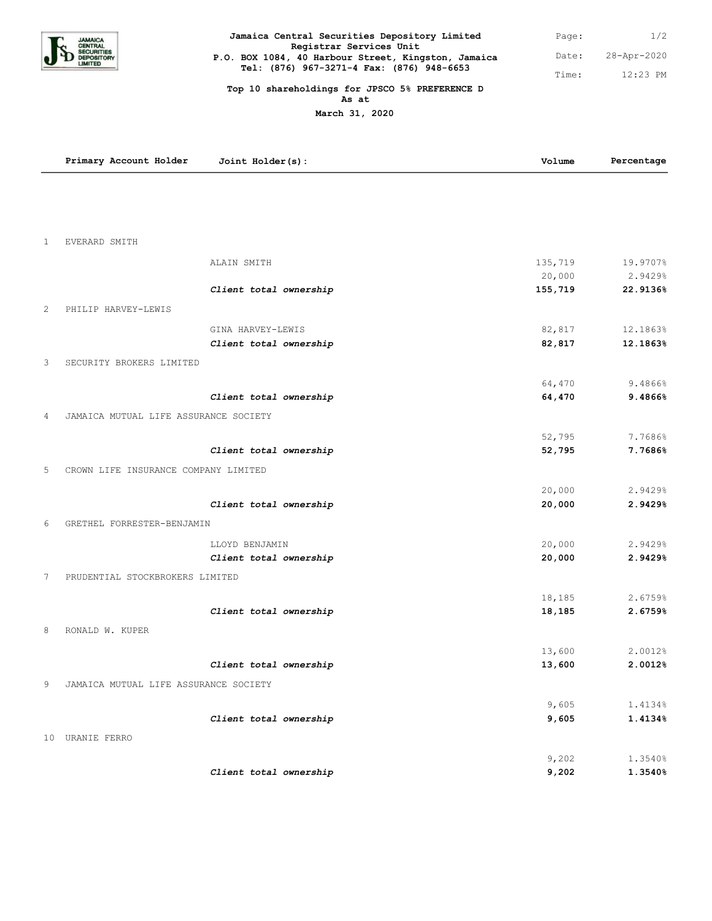**Jamaica Central Securities Depository Limited**
**Registrar Services Unit**
**P.O. BOX 1084, 40 Harbour Street, Kingston, Jamaica**
**Tel: (876) 967-3271-4 Fax: (876) 948-6653**

Date: 28-Apr-2020
Time: 12:23 PM

**Top 10 shareholdings for JPSCO 5% PREFERENCE D**
**As at**
**March 31, 2020**

| | Primary Account Holder | Joint Holder(s): | Volume | Percentage |
|---|---|---|---|---|
| 1 | EVERARD SMITH | | | |
| | | ALAIN SMITH | 135,719 | 19.9707% |
| | | | 20,000 | 2.9429% |
| | | ***Client total ownership*** | **155,719** | **22.9136%** |
| 2 | PHILIP HARVEY-LEWIS | | | |
| | | GINA HARVEY-LEWIS | 82,817 | 12.1863% |
| | | ***Client total ownership*** | **82,817** | **12.1863%** |
| 3 | SECURITY BROKERS LIMITED | | | |
| | | | 64,470 | 9.4866% |
| | | ***Client total ownership*** | **64,470** | **9.4866%** |
| 4 | JAMAICA MUTUAL LIFE ASSURANCE SOCIETY | | | |
| | | | 52,795 | 7.7686% |
| | | ***Client total ownership*** | **52,795** | **7.7686%** |
| 5 | CROWN LIFE INSURANCE COMPANY LIMITED | | | |
| | | | 20,000 | 2.9429% |
| | | ***Client total ownership*** | **20,000** | **2.9429%** |
| 6 | GRETHEL FORRESTER-BENJAMIN | | | |
| | | LLOYD BENJAMIN | 20,000 | 2.9429% |
| | | ***Client total ownership*** | **20,000** | **2.9429%** |
| 7 | PRUDENTIAL STOCKBROKERS LIMITED | | | |
| | | | 18,185 | 2.6759% |
| | | ***Client total ownership*** | **18,185** | **2.6759%** |
| 8 | RONALD W. KUPER | | | |
| | | | 13,600 | 2.0012% |
| | | ***Client total ownership*** | **13,600** | **2.0012%** |
| 9 | JAMAICA MUTUAL LIFE ASSURANCE SOCIETY | | | |
| | | | 9,605 | 1.4134% |
| | | ***Client total ownership*** | **9,605** | **1.4134%** |
| 10 | URANIE FERRO | | | |
| | | | 9,202 | 1.3540% |
| | | ***Client total ownership*** | **9,202** | **1.3540%** |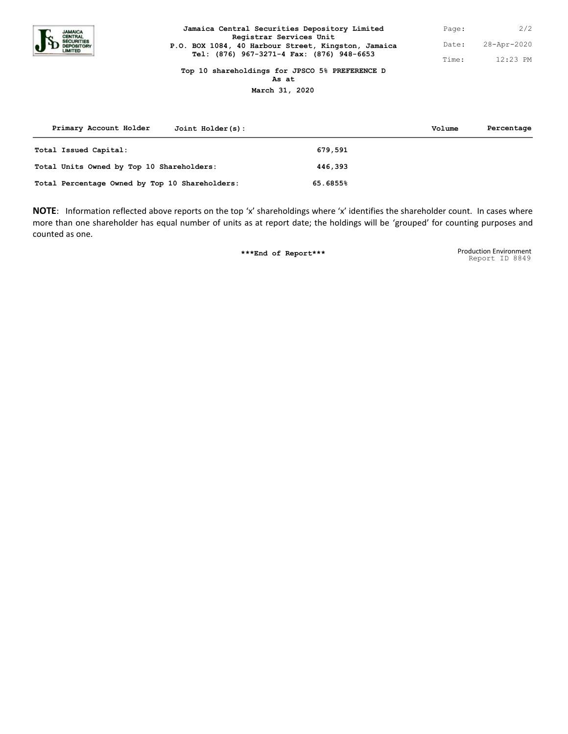**Jamaica Central Securities Depository Limited**
**Registrar Services Unit**
**P.O. BOX 1084, 40 Harbour Street, Kingston, Jamaica**
**Tel: (876) 967-3271-4 Fax: (876) 948-6653**

Date: 28-Apr-2020
Time: 12:23 PM

**Top 10 shareholdings for JPSCO 5% PREFERENCE D**
**As at**
**March 31, 2020**

| Primary Account Holder | Joint Holder(s): | Volume | Percentage |
|---|---|---|---|
| **Total Issued Capital:** | **679,591** | | |
| **Total Units Owned by Top 10 Shareholders:** | **446,393** | | |
| **Total Percentage Owned by Top 10 Shareholders:** | **65.6855%** | | |

**NOTE**: Information reflected above reports on the top 'x' shareholdings where 'x' identifies the shareholder count. In cases where more than one shareholder has equal number of units as at report date; the holdings will be 'grouped' for counting purposes and counted as one.

**\*\*\*End of Report\*\*\***

Production Environment
Report ID 8849